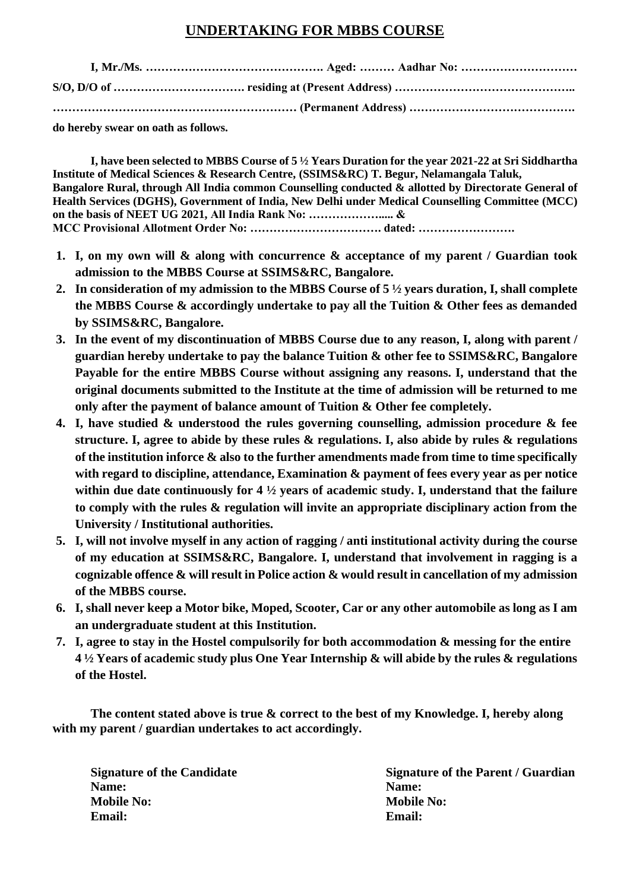# UNDERTAKING FOR MBBS COURSE

**I, Mr./Ms. ………………………………………. Aged: ……… Aadhar No: ………………………… S/O, D/O of ……………………………. residing at (Present Address) ……………………………………….. ……………………………………………………… (Permanent Address) ……………………………………. do hereby swear on oath as follows.**

**I, have been selected to MBBS Course of 5 ½ Years Duration for the year 2021-22 at Sri Siddhartha Institute of Medical Sciences & Research Centre, (SSIMS&RC) T. Begur, Nelamangala Taluk, Bangalore Rural, through All India common Counselling conducted & allotted by Directorate General of Health Services (DGHS), Government of India, New Delhi under Medical Counselling Committee (MCC) on the basis of NEET UG 2021, All India Rank No: ……………….... & MCC Provisional Allotment Order No: ……………………………. dated: …………………….**

1. **I, on my own will & along with concurrence & acceptance of my parent / Guardian took admission to the MBBS Course at SSIMS&RC, Bangalore.**
2. **In consideration of my admission to the MBBS Course of 5 ½ years duration, I, shall complete the MBBS Course & accordingly undertake to pay all the Tuition & Other fees as demanded by SSIMS&RC, Bangalore.**
3. **In the event of my discontinuation of MBBS Course due to any reason, I, along with parent / guardian hereby undertake to pay the balance Tuition & other fee to SSIMS&RC, Bangalore Payable for the entire MBBS Course without assigning any reasons. I, understand that the original documents submitted to the Institute at the time of admission will be returned to me only after the payment of balance amount of Tuition & Other fee completely.**
4. **I, have studied & understood the rules governing counselling, admission procedure & fee structure. I, agree to abide by these rules & regulations. I, also abide by rules & regulations of the institution inforce & also to the further amendments made from time to time specifically with regard to discipline, attendance, Examination & payment of fees every year as per notice within due date continuously for 4 ½ years of academic study. I, understand that the failure to comply with the rules & regulation will invite an appropriate disciplinary action from the University / Institutional authorities.**
5. **I, will not involve myself in any action of ragging / anti institutional activity during the course of my education at SSIMS&RC, Bangalore. I, understand that involvement in ragging is a cognizable offence & will result in Police action & would result in cancellation of my admission of the MBBS course.**
6. **I, shall never keep a Motor bike, Moped, Scooter, Car or any other automobile as long as I am an undergraduate student at this Institution.**
7. **I, agree to stay in the Hostel compulsorily for both accommodation & messing for the entire 4 ½ Years of academic study plus One Year Internship & will abide by the rules & regulations of the Hostel.**

**The content stated above is true & correct to the best of my Knowledge. I, hereby along with my parent / guardian undertakes to act accordingly.**

**Signature of the Candidate**
**Name:**
**Mobile No:**
**Email:**

**Signature of the Parent / Guardian**
**Name:**
**Mobile No:**
**Email:**